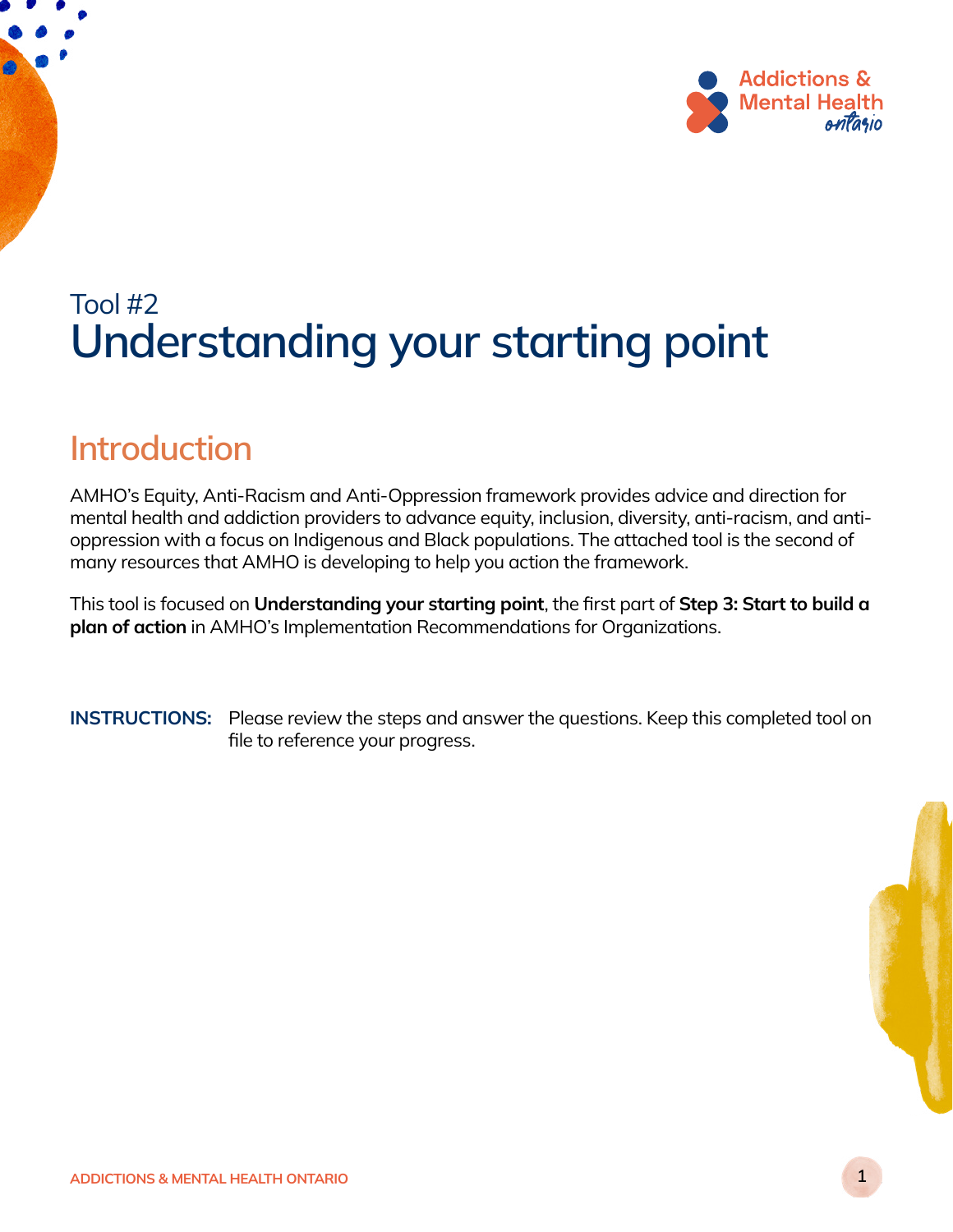Tool #2

# Understanding your starting point

## Introduction

AMHO's Equity, Anti-Racism and Anti-Oppression framework provides advice and direction for mental health and addiction providers to advance equity, inclusion, diversity, anti-racism, and anti-oppression with a focus on Indigenous and Black populations. The attached tool is the second of many resources that AMHO is developing to help you action the framework.

This tool is focused on **Understanding your starting point**, the first part of **Step 3: Start to build a plan of action** in AMHO's Implementation Recommendations for Organizations.

**INSTRUCTIONS:** Please review the steps and answer the questions. Keep this completed tool on file to reference your progress.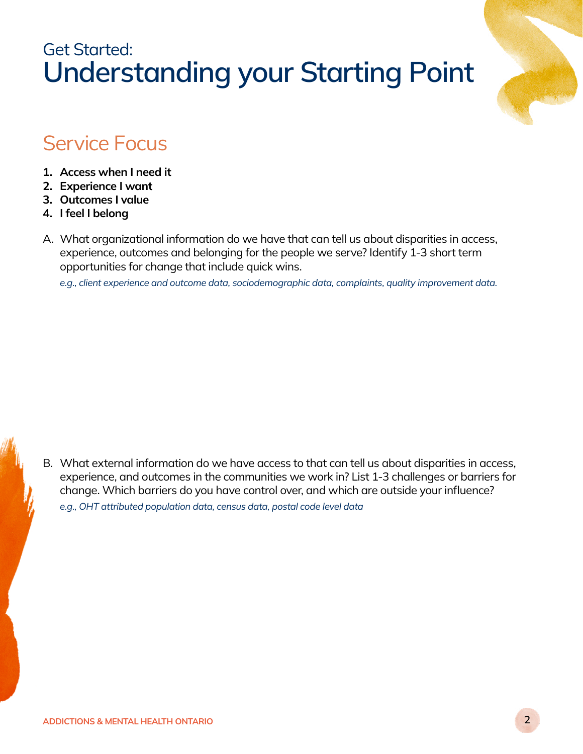## Get Started:

# Understanding your Starting Point

## Service Focus

1. **Access when I need it**
2. **Experience I want**
3. **Outcomes I value**
4. **I feel I belong**

A. What organizational information do we have that can tell us about disparities in access, experience, outcomes and belonging for the people we serve? Identify 1-3 short term opportunities for change that include quick wins.

*e.g., client experience and outcome data, sociodemographic data, complaints, quality improvement data.*

B. What external information do we have access to that can tell us about disparities in access, experience, and outcomes in the communities we work in? List 1-3 challenges or barriers for change. Which barriers do you have control over, and which are outside your influence?

*e.g., OHT attributed population data, census data, postal code level data*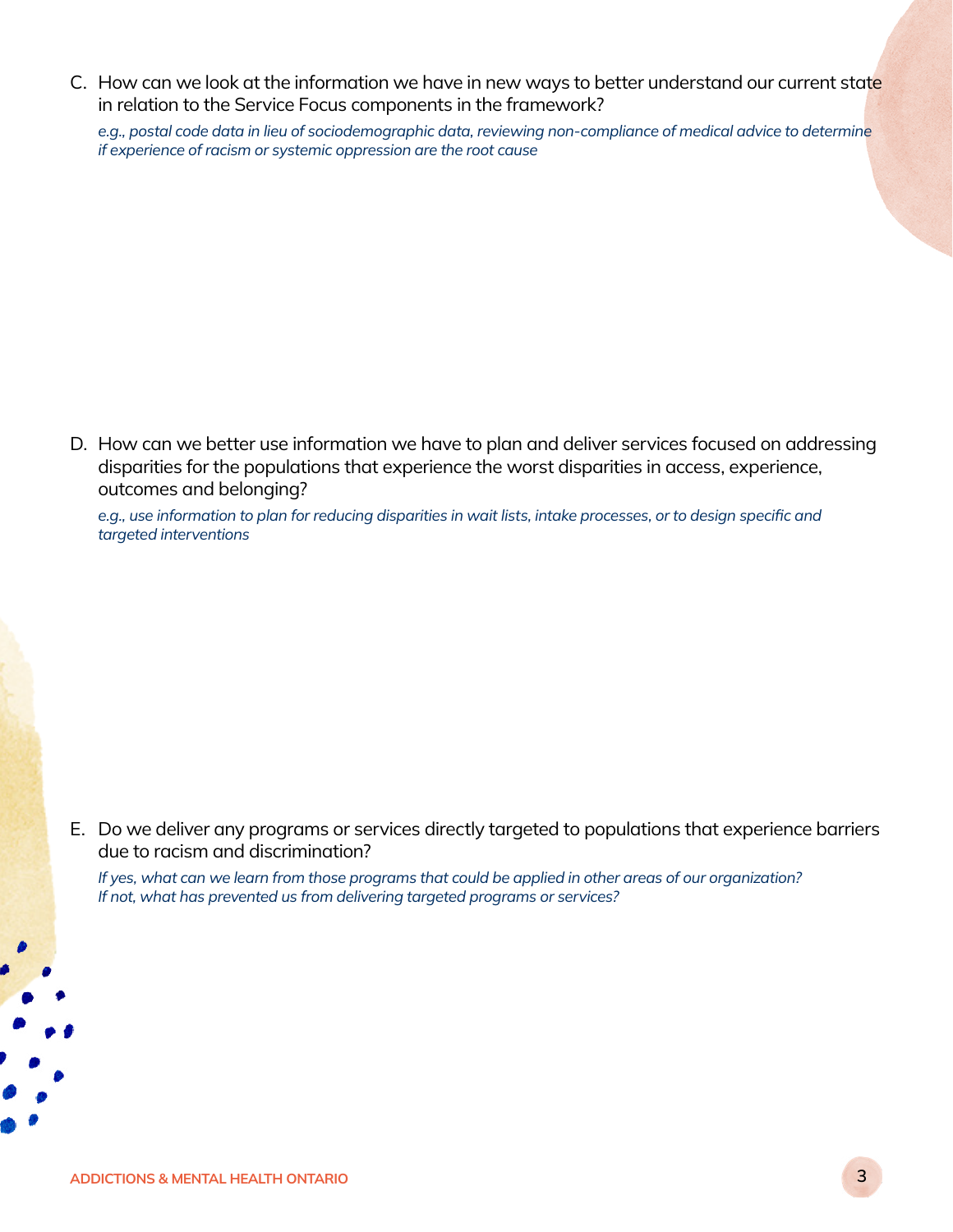C. How can we look at the information we have in new ways to better understand our current state in relation to the Service Focus components in the framework?

*e.g., postal code data in lieu of sociodemographic data, reviewing non-compliance of medical advice to determine if experience of racism or systemic oppression are the root cause*

D. How can we better use information we have to plan and deliver services focused on addressing disparities for the populations that experience the worst disparities in access, experience, outcomes and belonging?

*e.g., use information to plan for reducing disparities in wait lists, intake processes, or to design specific and targeted interventions*

E. Do we deliver any programs or services directly targeted to populations that experience barriers due to racism and discrimination?

*If yes, what can we learn from those programs that could be applied in other areas of our organization? If not, what has prevented us from delivering targeted programs or services?*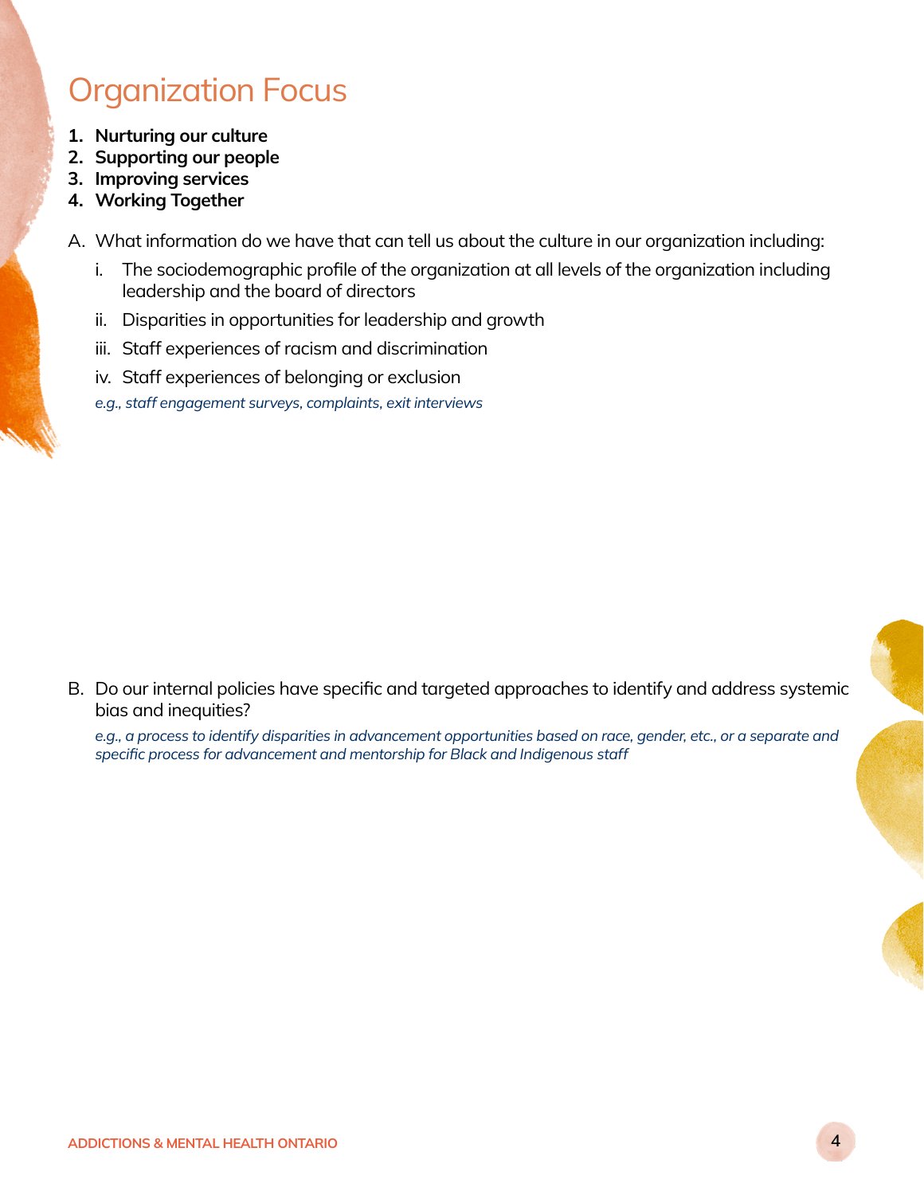# Organization Focus

1. **Nurturing our culture**
2. **Supporting our people**
3. **Improving services**
4. **Working Together**

A. What information do we have that can tell us about the culture in our organization including:

   i. The sociodemographic profile of the organization at all levels of the organization including leadership and the board of directors

   ii. Disparities in opportunities for leadership and growth

   iii. Staff experiences of racism and discrimination

   iv. Staff experiences of belonging or exclusion

   *e.g., staff engagement surveys, complaints, exit interviews*

B. Do our internal policies have specific and targeted approaches to identify and address systemic bias and inequities?

   *e.g., a process to identify disparities in advancement opportunities based on race, gender, etc., or a separate and specific process for advancement and mentorship for Black and Indigenous staff*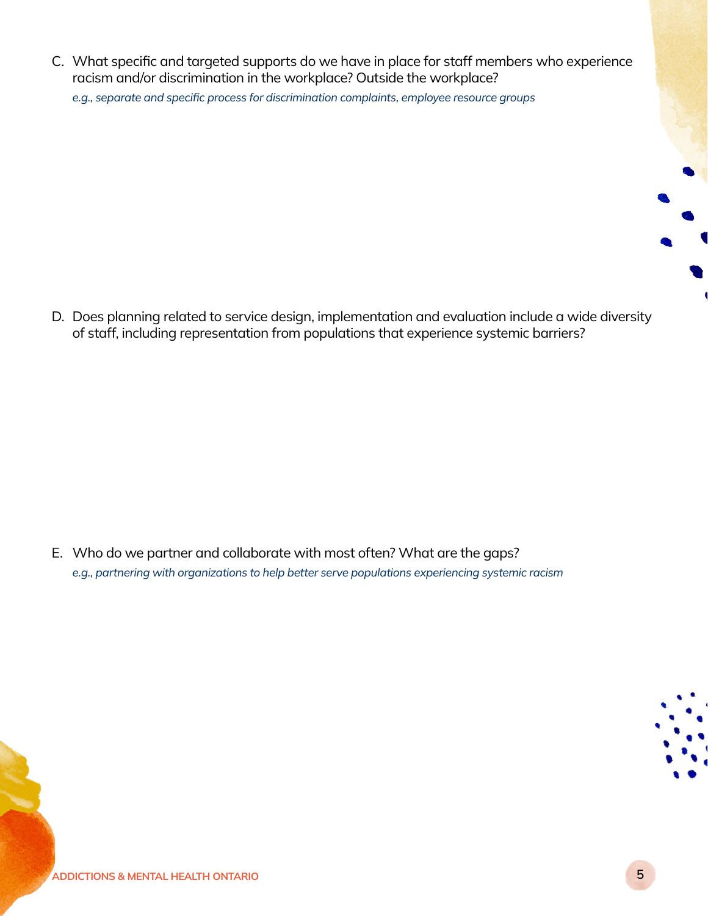C. What specific and targeted supports do we have in place for staff members who experience racism and/or discrimination in the workplace? Outside the workplace?

*e.g., separate and specific process for discrimination complaints, employee resource groups*

D. Does planning related to service design, implementation and evaluation include a wide diversity of staff, including representation from populations that experience systemic barriers?

E. Who do we partner and collaborate with most often? What are the gaps?

*e.g., partnering with organizations to help better serve populations experiencing systemic racism*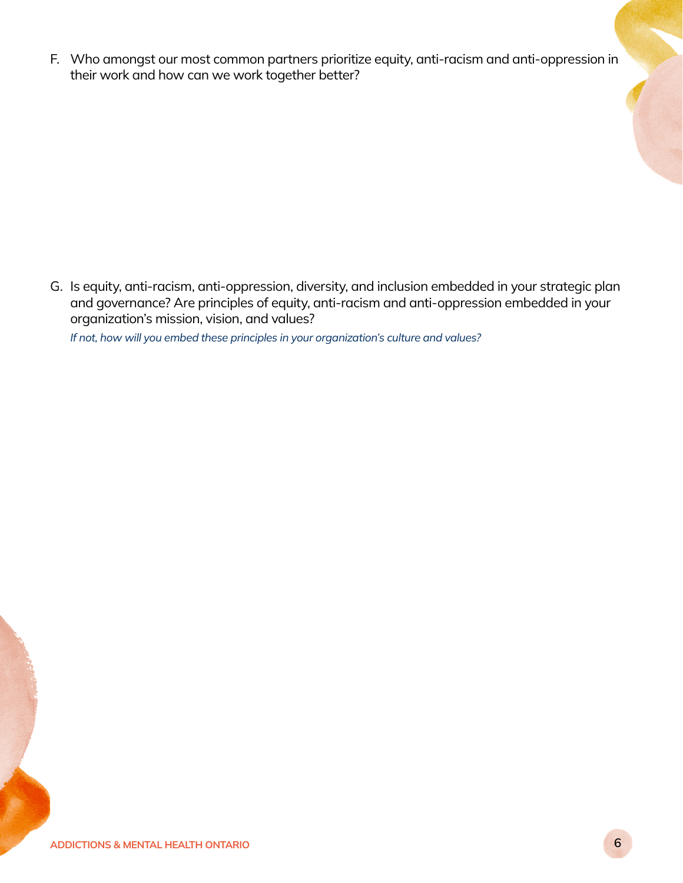F. Who amongst our most common partners prioritize equity, anti-racism and anti-oppression in their work and how can we work together better?

G. Is equity, anti-racism, anti-oppression, diversity, and inclusion embedded in your strategic plan and governance? Are principles of equity, anti-racism and anti-oppression embedded in your organization's mission, vision, and values?

*If not, how will you embed these principles in your organization's culture and values?*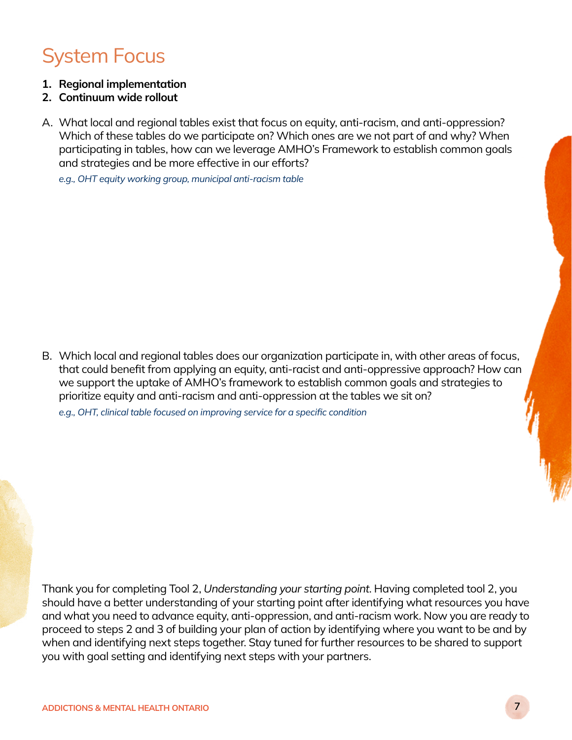# System Focus

1. **Regional implementation**
2. **Continuum wide rollout**

A. What local and regional tables exist that focus on equity, anti-racism, and anti-oppression? Which of these tables do we participate on? Which ones are we not part of and why? When participating in tables, how can we leverage AMHO's Framework to establish common goals and strategies and be more effective in our efforts?

*e.g., OHT equity working group, municipal anti-racism table*

B. Which local and regional tables does our organization participate in, with other areas of focus, that could benefit from applying an equity, anti-racist and anti-oppressive approach? How can we support the uptake of AMHO's framework to establish common goals and strategies to prioritize equity and anti-racism and anti-oppression at the tables we sit on?

*e.g., OHT, clinical table focused on improving service for a specific condition*

Thank you for completing Tool 2, *Understanding your starting point*. Having completed tool 2, you should have a better understanding of your starting point after identifying what resources you have and what you need to advance equity, anti-oppression, and anti-racism work. Now you are ready to proceed to steps 2 and 3 of building your plan of action by identifying where you want to be and by when and identifying next steps together. Stay tuned for further resources to be shared to support you with goal setting and identifying next steps with your partners.